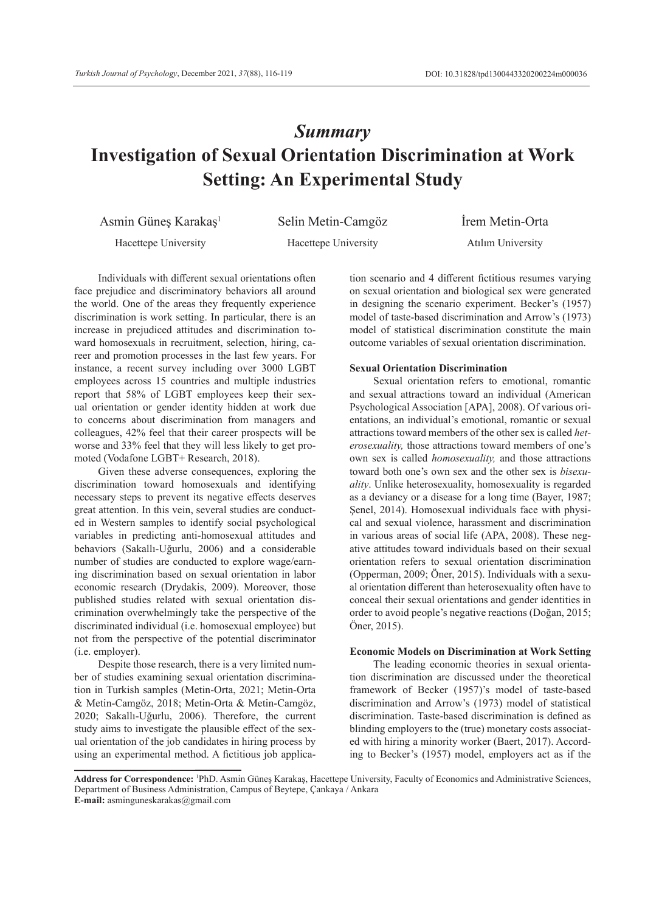# *Summary*
# Investigation of Sexual Orientation Discrimination at Work Setting: An Experimental Study

Asmin Güneş Karakaş[1] — Hacettepe University

Selin Metin-Camgöz — Hacettepe University

İrem Metin-Orta — Atılım University

Individuals with different sexual orientations often face prejudice and discriminatory behaviors all around the world. One of the areas they frequently experience discrimination is work setting. In particular, there is an increase in prejudiced attitudes and discrimination toward homosexuals in recruitment, selection, hiring, career and promotion processes in the last few years. For instance, a recent survey including over 3000 LGBT employees across 15 countries and multiple industries report that 58% of LGBT employees keep their sexual orientation or gender identity hidden at work due to concerns about discrimination from managers and colleagues, 42% feel that their career prospects will be worse and 33% feel that they will less likely to get promoted (Vodafone LGBT+ Research, 2018).

Given these adverse consequences, exploring the discrimination toward homosexuals and identifying necessary steps to prevent its negative effects deserves great attention. In this vein, several studies are conducted in Western samples to identify social psychological variables in predicting anti-homosexual attitudes and behaviors (Sakallı-Uğurlu, 2006) and a considerable number of studies are conducted to explore wage/earning discrimination based on sexual orientation in labor economic research (Drydakis, 2009). Moreover, those published studies related with sexual orientation discrimination overwhelmingly take the perspective of the discriminated individual (i.e. homosexual employee) but not from the perspective of the potential discriminator (i.e. employer).

Despite those research, there is a very limited number of studies examining sexual orientation discrimination in Turkish samples (Metin-Orta, 2021; Metin-Orta & Metin-Camgöz, 2018; Metin-Orta & Metin-Camgöz, 2020; Sakallı-Uğurlu, 2006). Therefore, the current study aims to investigate the plausible effect of the sexual orientation of the job candidates in hiring process by using an experimental method. A fictitious job application scenario and 4 different fictitious resumes varying on sexual orientation and biological sex were generated in designing the scenario experiment. Becker's (1957) model of taste-based discrimination and Arrow's (1973) model of statistical discrimination constitute the main outcome variables of sexual orientation discrimination.

**Sexual Orientation Discrimination**

Sexual orientation refers to emotional, romantic and sexual attractions toward an individual (American Psychological Association [APA], 2008). Of various orientations, an individual's emotional, romantic or sexual attractions toward members of the other sex is called *heterosexuality,* those attractions toward members of one's own sex is called *homosexuality,* and those attractions toward both one's own sex and the other sex is *bisexuality*. Unlike heterosexuality, homosexuality is regarded as a deviancy or a disease for a long time (Bayer, 1987; Şenel, 2014). Homosexual individuals face with physical and sexual violence, harassment and discrimination in various areas of social life (APA, 2008). These negative attitudes toward individuals based on their sexual orientation refers to sexual orientation discrimination (Opperman, 2009; Öner, 2015). Individuals with a sexual orientation different than heterosexuality often have to conceal their sexual orientations and gender identities in order to avoid people's negative reactions (Doğan, 2015; Öner, 2015).

**Economic Models on Discrimination at Work Setting**

The leading economic theories in sexual orientation discrimination are discussed under the theoretical framework of Becker (1957)'s model of taste-based discrimination and Arrow's (1973) model of statistical discrimination. Taste-based discrimination is defined as blinding employers to the (true) monetary costs associated with hiring a minority worker (Baert, 2017). According to Becker's (1957) model, employers act as if the

---

**Address for Correspondence:** [1]PhD. Asmin Güneş Karakaş, Hacettepe University, Faculty of Economics and Administrative Sciences, Department of Business Administration, Campus of Beytepe, Çankaya / Ankara
**E-mail:** asminguneskarakas@gmail.com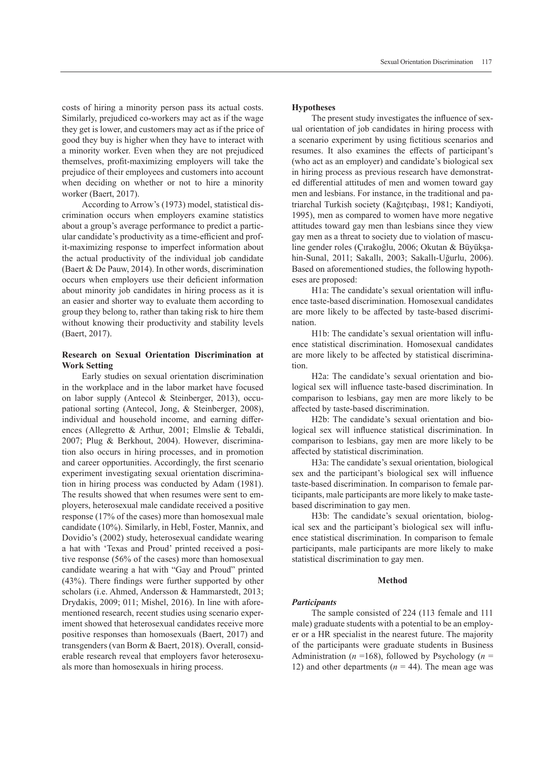costs of hiring a minority person pass its actual costs. Similarly, prejudiced co-workers may act as if the wage they get is lower, and customers may act as if the price of good they buy is higher when they have to interact with a minority worker. Even when they are not prejudiced themselves, profit-maximizing employers will take the prejudice of their employees and customers into account when deciding on whether or not to hire a minority worker (Baert, 2017).

According to Arrow's (1973) model, statistical discrimination occurs when employers examine statistics about a group's average performance to predict a particular candidate's productivity as a time-efficient and profit-maximizing response to imperfect information about the actual productivity of the individual job candidate (Baert & De Pauw, 2014). In other words, discrimination occurs when employers use their deficient information about minority job candidates in hiring process as it is an easier and shorter way to evaluate them according to group they belong to, rather than taking risk to hire them without knowing their productivity and stability levels (Baert, 2017).

### Research on Sexual Orientation Discrimination at Work Setting

Early studies on sexual orientation discrimination in the workplace and in the labor market have focused on labor supply (Antecol & Steinberger, 2013), occupational sorting (Antecol, Jong, & Steinberger, 2008), individual and household income, and earning differences (Allegretto & Arthur, 2001; Elmslie & Tebaldi, 2007; Plug & Berkhout, 2004). However, discrimination also occurs in hiring processes, and in promotion and career opportunities. Accordingly, the first scenario experiment investigating sexual orientation discrimination in hiring process was conducted by Adam (1981). The results showed that when resumes were sent to employers, heterosexual male candidate received a positive response (17% of the cases) more than homosexual male candidate (10%). Similarly, in Hebl, Foster, Mannix, and Dovidio's (2002) study, heterosexual candidate wearing a hat with 'Texas and Proud' printed received a positive response (56% of the cases) more than homosexual candidate wearing a hat with "Gay and Proud" printed (43%). There findings were further supported by other scholars (i.e. Ahmed, Andersson & Hammarstedt, 2013; Drydakis, 2009; 011; Mishel, 2016). In line with aforementioned research, recent studies using scenario experiment showed that heterosexual candidates receive more positive responses than homosexuals (Baert, 2017) and transgenders (van Borm & Baert, 2018). Overall, considerable research reveal that employers favor heterosexuals more than homosexuals in hiring process.

### Hypotheses

The present study investigates the influence of sexual orientation of job candidates in hiring process with a scenario experiment by using fictitious scenarios and resumes. It also examines the effects of participant's (who act as an employer) and candidate's biological sex in hiring process as previous research have demonstrated differential attitudes of men and women toward gay men and lesbians. For instance, in the traditional and patriarchal Turkish society (Kağıtçıbaşı, 1981; Kandiyoti, 1995), men as compared to women have more negative attitudes toward gay men than lesbians since they view gay men as a threat to society due to violation of masculine gender roles (Çırakoğlu, 2006; Okutan & Büyükşahin-Sunal, 2011; Sakallı, 2003; Sakallı-Uğurlu, 2006). Based on aforementioned studies, the following hypotheses are proposed:

H1a: The candidate's sexual orientation will influence taste-based discrimination. Homosexual candidates are more likely to be affected by taste-based discrimination.

H1b: The candidate's sexual orientation will influence statistical discrimination. Homosexual candidates are more likely to be affected by statistical discrimination.

H2a: The candidate's sexual orientation and biological sex will influence taste-based discrimination. In comparison to lesbians, gay men are more likely to be affected by taste-based discrimination.

H2b: The candidate's sexual orientation and biological sex will influence statistical discrimination. In comparison to lesbians, gay men are more likely to be affected by statistical discrimination.

H3a: The candidate's sexual orientation, biological sex and the participant's biological sex will influence taste-based discrimination. In comparison to female participants, male participants are more likely to make taste-based discrimination to gay men.

H3b: The candidate's sexual orientation, biological sex and the participant's biological sex will influence statistical discrimination. In comparison to female participants, male participants are more likely to make statistical discrimination to gay men.

## Method

### *Participants*

The sample consisted of 224 (113 female and 111 male) graduate students with a potential to be an employer or a HR specialist in the nearest future. The majority of the participants were graduate students in Business Administration ($n$ =168), followed by Psychology ($n$ = 12) and other departments ($n$ = 44). The mean age was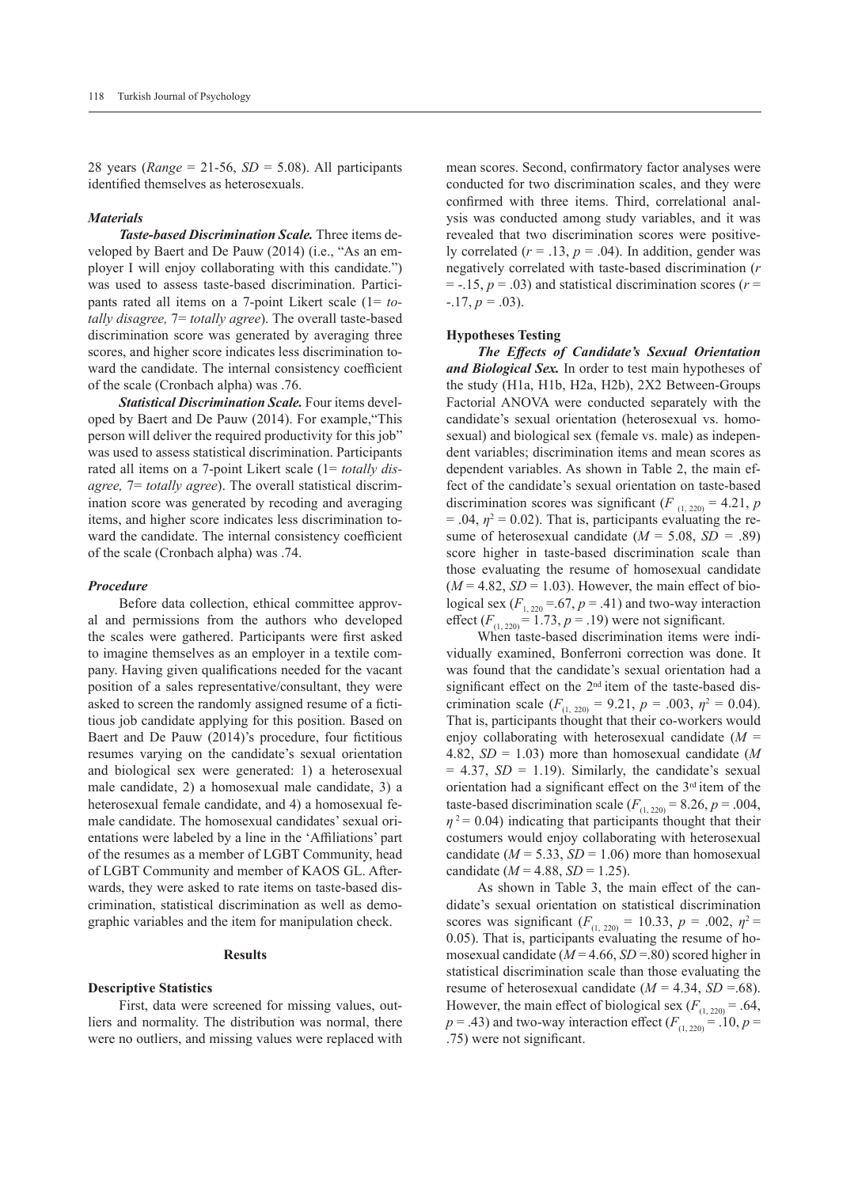28 years (*Range* = 21-56, *SD* = 5.08). All participants identified themselves as heterosexuals.

### *Materials*

***Taste-based Discrimination Scale.*** Three items developed by Baert and De Pauw (2014) (i.e., "As an employer I will enjoy collaborating with this candidate.") was used to assess taste-based discrimination. Participants rated all items on a 7-point Likert scale (1= *totally disagree,* 7= *totally agree*). The overall taste-based discrimination score was generated by averaging three scores, and higher score indicates less discrimination toward the candidate. The internal consistency coefficient of the scale (Cronbach alpha) was .76.

***Statistical Discrimination Scale.*** Four items developed by Baert and De Pauw (2014). For example,"This person will deliver the required productivity for this job" was used to assess statistical discrimination. Participants rated all items on a 7-point Likert scale (1= *totally disagree,* 7= *totally agree*). The overall statistical discrimination score was generated by recoding and averaging items, and higher score indicates less discrimination toward the candidate. The internal consistency coefficient of the scale (Cronbach alpha) was .74.

### *Procedure*

Before data collection, ethical committee approval and permissions from the authors who developed the scales were gathered. Participants were first asked to imagine themselves as an employer in a textile company. Having given qualifications needed for the vacant position of a sales representative/consultant, they were asked to screen the randomly assigned resume of a fictitious job candidate applying for this position. Based on Baert and De Pauw (2014)'s procedure, four fictitious resumes varying on the candidate's sexual orientation and biological sex were generated: 1) a heterosexual male candidate, 2) a homosexual male candidate, 3) a heterosexual female candidate, and 4) a homosexual female candidate. The homosexual candidates' sexual orientations were labeled by a line in the 'Affiliations' part of the resumes as a member of LGBT Community, head of LGBT Community and member of KAOS GL. Afterwards, they were asked to rate items on taste-based discrimination, statistical discrimination as well as demographic variables and the item for manipulation check.

## Results

### Descriptive Statistics

First, data were screened for missing values, outliers and normality. The distribution was normal, there were no outliers, and missing values were replaced with mean scores. Second, confirmatory factor analyses were conducted for two discrimination scales, and they were confirmed with three items. Third, correlational analysis was conducted among study variables, and it was revealed that two discrimination scores were positively correlated ($r$ = .13, $p$ = .04). In addition, gender was negatively correlated with taste-based discrimination ($r$ = -.15, $p$ = .03) and statistical discrimination scores ($r$ = -.17, $p$ = .03).

### Hypotheses Testing

***The Effects of Candidate's Sexual Orientation and Biological Sex.*** In order to test main hypotheses of the study (H1a, H1b, H2a, H2b), 2X2 Between-Groups Factorial ANOVA were conducted separately with the candidate's sexual orientation (heterosexual vs. homosexual) and biological sex (female vs. male) as independent variables; discrimination items and mean scores as dependent variables. As shown in Table 2, the main effect of the candidate's sexual orientation on taste-based discrimination scores was significant ($F_{(1, 220)}$ = 4.21, $p$ = .04, $\eta^2$ = 0.02). That is, participants evaluating the resume of heterosexual candidate ($M$ = 5.08, $SD$ = .89) score higher in taste-based discrimination scale than those evaluating the resume of homosexual candidate ($M$ = 4.82, $SD$ = 1.03). However, the main effect of biological sex ($F_{1, 220}$ =.67, $p$ = .41) and two-way interaction effect ($F_{(1, 220)}$ = 1.73, $p$ = .19) were not significant.

When taste-based discrimination items were individually examined, Bonferroni correction was done. It was found that the candidate's sexual orientation had a significant effect on the 2nd item of the taste-based discrimination scale ($F_{(1, 220)}$ = 9.21, $p$ = .003, $\eta^2$ = 0.04). That is, participants thought that their co-workers would enjoy collaborating with heterosexual candidate ($M$ = 4.82, $SD$ = 1.03) more than homosexual candidate ($M$ = 4.37, $SD$ = 1.19). Similarly, the candidate's sexual orientation had a significant effect on the 3rd item of the taste-based discrimination scale ($F_{(1, 220)}$ = 8.26, $p$ = .004, $\eta^2$ = 0.04) indicating that participants thought that their costumers would enjoy collaborating with heterosexual candidate ($M$ = 5.33, $SD$ = 1.06) more than homosexual candidate ($M$ = 4.88, $SD$ = 1.25).

As shown in Table 3, the main effect of the candidate's sexual orientation on statistical discrimination scores was significant ($F_{(1, 220)}$ = 10.33, $p$ = .002, $\eta^2$ = 0.05). That is, participants evaluating the resume of homosexual candidate ($M$ = 4.66, $SD$ =.80) scored higher in statistical discrimination scale than those evaluating the resume of heterosexual candidate ($M$ = 4.34, $SD$ =.68). However, the main effect of biological sex ($F_{(1, 220)}$ = .64, $p$ = .43) and two-way interaction effect ($F_{(1, 220)}$ = .10, $p$ = .75) were not significant.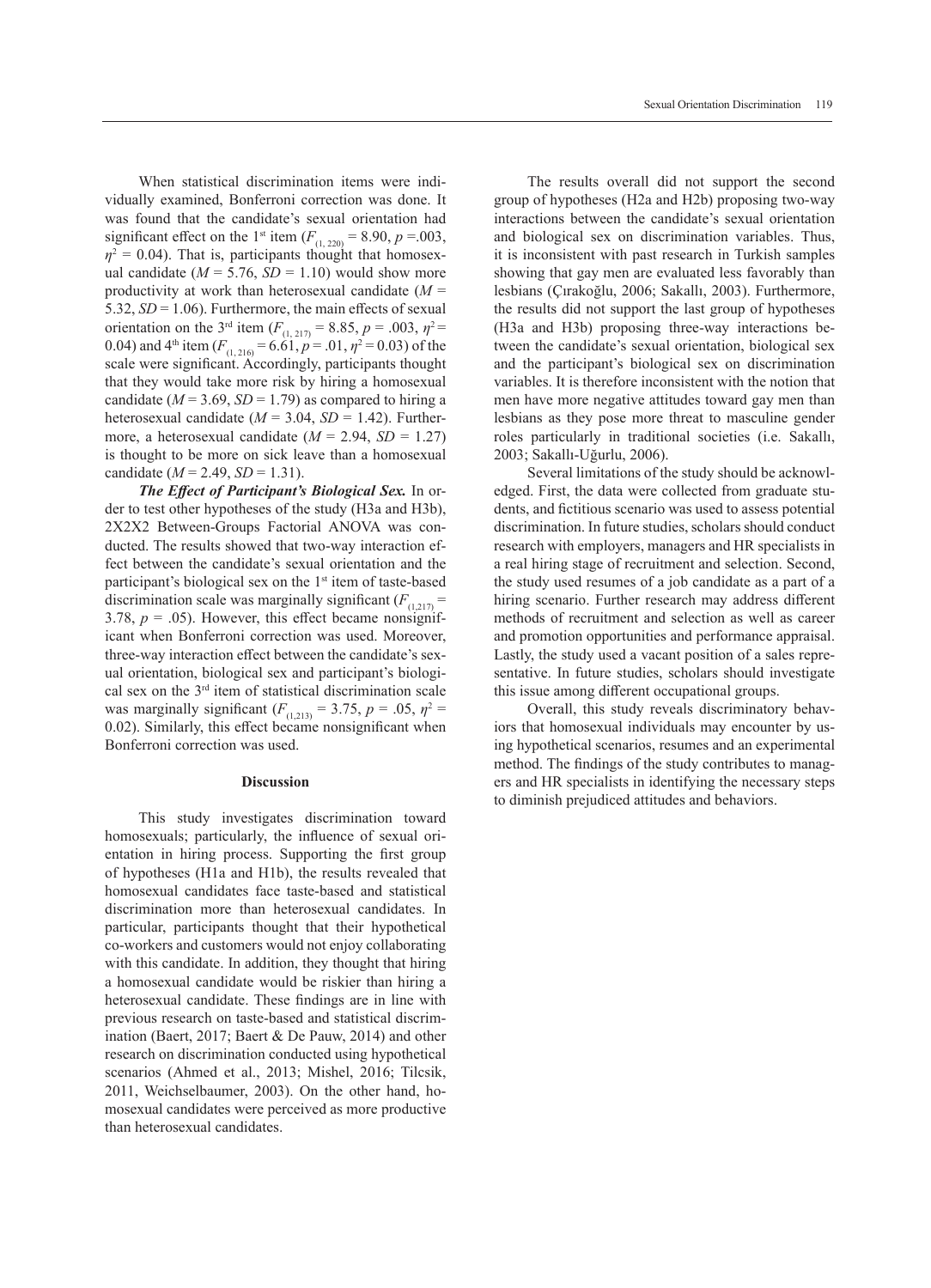When statistical discrimination items were individually examined, Bonferroni correction was done. It was found that the candidate's sexual orientation had significant effect on the 1st item ($F_{(1, 220)} = 8.90$, $p = .003$, $\eta^2 = 0.04$). That is, participants thought that homosexual candidate ($M = 5.76$, $SD = 1.10$) would show more productivity at work than heterosexual candidate ($M = 5.32$, $SD = 1.06$). Furthermore, the main effects of sexual orientation on the 3rd item ($F_{(1, 217)} = 8.85$, $p = .003$, $\eta^2 = 0.04$) and 4th item ($F_{(1, 216)} = 6.61$, $p = .01$, $\eta^2 = 0.03$) of the scale were significant. Accordingly, participants thought that they would take more risk by hiring a homosexual candidate ($M = 3.69$, $SD = 1.79$) as compared to hiring a heterosexual candidate ($M = 3.04$, $SD = 1.42$). Furthermore, a heterosexual candidate ($M = 2.94$, $SD = 1.27$) is thought to be more on sick leave than a homosexual candidate ($M = 2.49$, $SD = 1.31$).

***The Effect of Participant's Biological Sex.*** In order to test other hypotheses of the study (H3a and H3b), 2X2X2 Between-Groups Factorial ANOVA was conducted. The results showed that two-way interaction effect between the candidate's sexual orientation and the participant's biological sex on the 1st item of taste-based discrimination scale was marginally significant ($F_{(1,217)} = 3.78$, $p = .05$). However, this effect became nonsignificant when Bonferroni correction was used. Moreover, three-way interaction effect between the candidate's sexual orientation, biological sex and participant's biological sex on the 3rd item of statistical discrimination scale was marginally significant ($F_{(1,213)} = 3.75$, $p = .05$, $\eta^2 = 0.02$). Similarly, this effect became nonsignificant when Bonferroni correction was used.

## Discussion

This study investigates discrimination toward homosexuals; particularly, the influence of sexual orientation in hiring process. Supporting the first group of hypotheses (H1a and H1b), the results revealed that homosexual candidates face taste-based and statistical discrimination more than heterosexual candidates. In particular, participants thought that their hypothetical co-workers and customers would not enjoy collaborating with this candidate. In addition, they thought that hiring a homosexual candidate would be riskier than hiring a heterosexual candidate. These findings are in line with previous research on taste-based and statistical discrimination (Baert, 2017; Baert & De Pauw, 2014) and other research on discrimination conducted using hypothetical scenarios (Ahmed et al., 2013; Mishel, 2016; Tilcsik, 2011, Weichselbaumer, 2003). On the other hand, homosexual candidates were perceived as more productive than heterosexual candidates.

The results overall did not support the second group of hypotheses (H2a and H2b) proposing two-way interactions between the candidate's sexual orientation and biological sex on discrimination variables. Thus, it is inconsistent with past research in Turkish samples showing that gay men are evaluated less favorably than lesbians (Çırakoğlu, 2006; Sakallı, 2003). Furthermore, the results did not support the last group of hypotheses (H3a and H3b) proposing three-way interactions between the candidate's sexual orientation, biological sex and the participant's biological sex on discrimination variables. It is therefore inconsistent with the notion that men have more negative attitudes toward gay men than lesbians as they pose more threat to masculine gender roles particularly in traditional societies (i.e. Sakallı, 2003; Sakallı-Uğurlu, 2006).

Several limitations of the study should be acknowledged. First, the data were collected from graduate students, and fictitious scenario was used to assess potential discrimination. In future studies, scholars should conduct research with employers, managers and HR specialists in a real hiring stage of recruitment and selection. Second, the study used resumes of a job candidate as a part of a hiring scenario. Further research may address different methods of recruitment and selection as well as career and promotion opportunities and performance appraisal. Lastly, the study used a vacant position of a sales representative. In future studies, scholars should investigate this issue among different occupational groups.

Overall, this study reveals discriminatory behaviors that homosexual individuals may encounter by using hypothetical scenarios, resumes and an experimental method. The findings of the study contributes to managers and HR specialists in identifying the necessary steps to diminish prejudiced attitudes and behaviors.